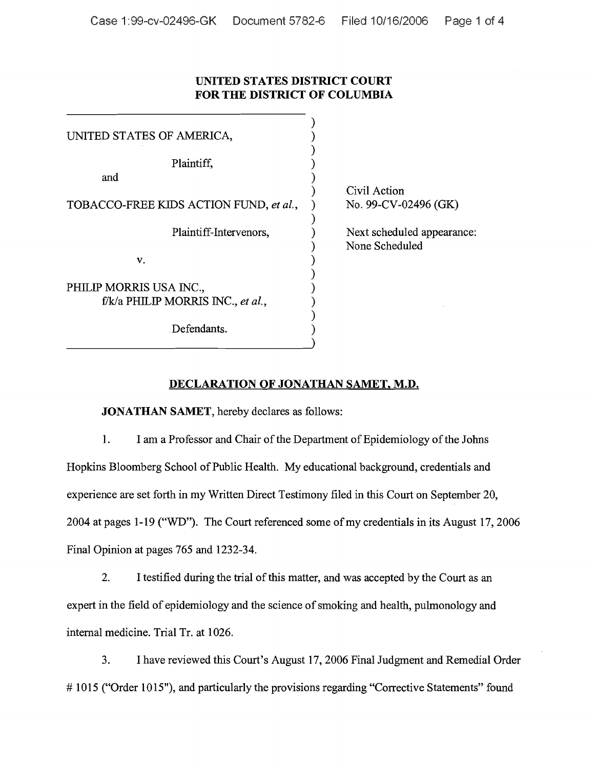**UNITED STATES DISTRICT COURT**
**FOR THE DISTRICT OF COLUMBIA**

UNITED STATES OF AMERICA,

Plaintiff,

and

TOBACCO-FREE KIDS ACTION FUND, *et al.*,

Plaintiff-Intervenors,

v.

PHILIP MORRIS USA INC.,
f/k/a PHILIP MORRIS INC., *et al.*,

Defendants.

Civil Action
No. 99-CV-02496 (GK)

Next scheduled appearance:
None Scheduled

**DECLARATION OF JONATHAN SAMET, M.D.**

**JONATHAN SAMET**, hereby declares as follows:

1. I am a Professor and Chair of the Department of Epidemiology of the Johns Hopkins Bloomberg School of Public Health. My educational background, credentials and experience are set forth in my Written Direct Testimony filed in this Court on September 20, 2004 at pages 1-19 ("WD"). The Court referenced some of my credentials in its August 17, 2006 Final Opinion at pages 765 and 1232-34.

2. I testified during the trial of this matter, and was accepted by the Court as an expert in the field of epidemiology and the science of smoking and health, pulmonology and internal medicine. Trial Tr. at 1026.

3. I have reviewed this Court's August 17, 2006 Final Judgment and Remedial Order # 1015 ("Order 1015"), and particularly the provisions regarding "Corrective Statements" found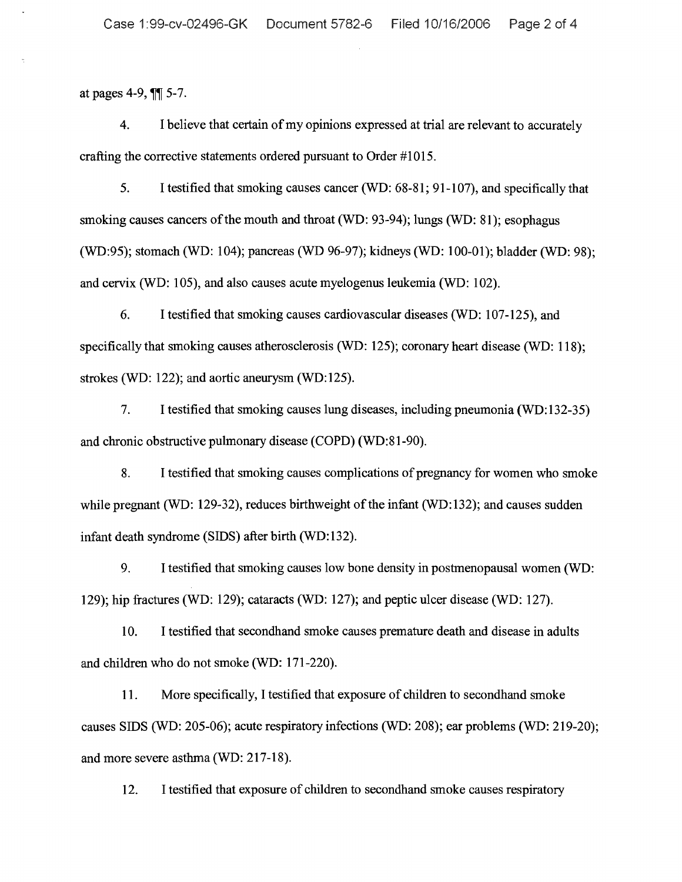at pages 4-9, ¶¶ 5-7.

4. I believe that certain of my opinions expressed at trial are relevant to accurately crafting the corrective statements ordered pursuant to Order #1015.

5. I testified that smoking causes cancer (WD: 68-81; 91-107), and specifically that smoking causes cancers of the mouth and throat (WD: 93-94); lungs (WD: 81); esophagus (WD:95); stomach (WD: 104); pancreas (WD 96-97); kidneys (WD: 100-01); bladder (WD: 98); and cervix (WD: 105), and also causes acute myelogenus leukemia (WD: 102).

6. I testified that smoking causes cardiovascular diseases (WD: 107-125), and specifically that smoking causes atherosclerosis (WD: 125); coronary heart disease (WD: 118); strokes (WD: 122); and aortic aneurysm (WD:125).

7. I testified that smoking causes lung diseases, including pneumonia (WD:132-35) and chronic obstructive pulmonary disease (COPD) (WD:81-90).

8. I testified that smoking causes complications of pregnancy for women who smoke while pregnant (WD: 129-32), reduces birthweight of the infant (WD:132); and causes sudden infant death syndrome (SIDS) after birth (WD:132).

9. I testified that smoking causes low bone density in postmenopausal women (WD: 129); hip fractures (WD: 129); cataracts (WD: 127); and peptic ulcer disease (WD: 127).

10. I testified that secondhand smoke causes premature death and disease in adults and children who do not smoke (WD: 171-220).

11. More specifically, I testified that exposure of children to secondhand smoke causes SIDS (WD: 205-06); acute respiratory infections (WD: 208); ear problems (WD: 219-20); and more severe asthma (WD: 217-18).

12. I testified that exposure of children to secondhand smoke causes respiratory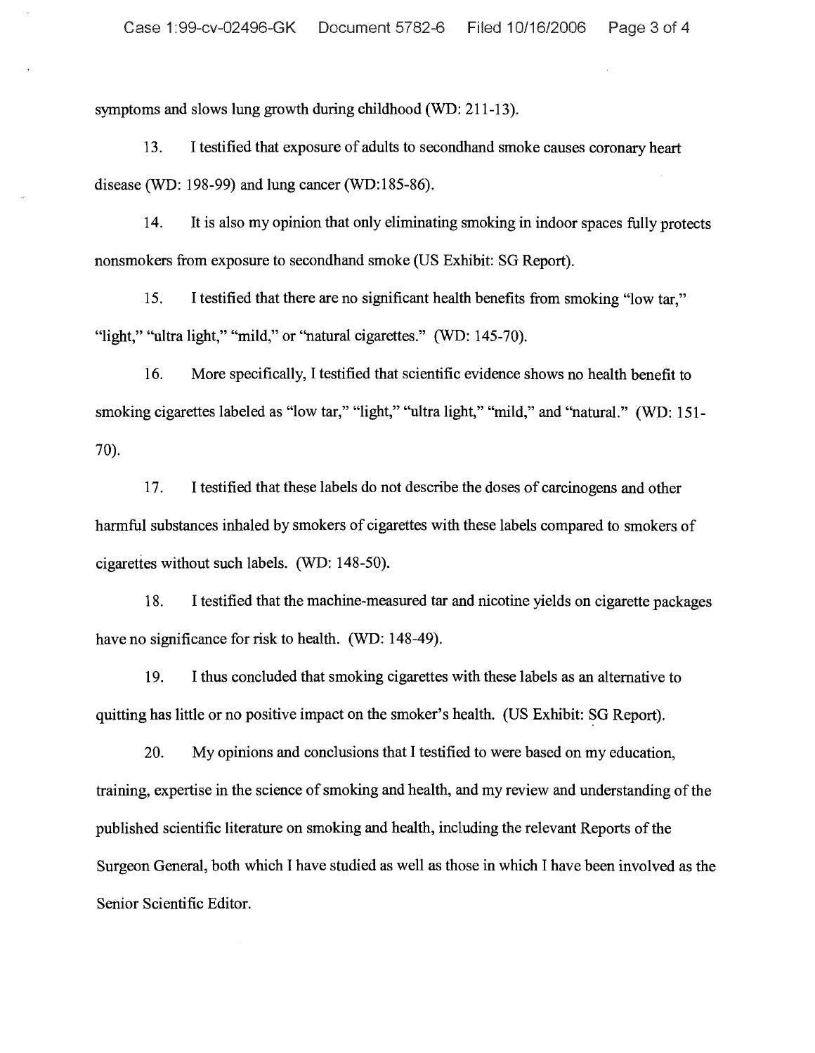symptoms and slows lung growth during childhood (WD: 211-13).

13. I testified that exposure of adults to secondhand smoke causes coronary heart disease (WD: 198-99) and lung cancer (WD:185-86).

14. It is also my opinion that only eliminating smoking in indoor spaces fully protects nonsmokers from exposure to secondhand smoke (US Exhibit: SG Report).

15. I testified that there are no significant health benefits from smoking "low tar," "light," "ultra light," "mild," or "natural cigarettes." (WD: 145-70).

16. More specifically, I testified that scientific evidence shows no health benefit to smoking cigarettes labeled as "low tar," "light," "ultra light," "mild," and "natural." (WD: 151-70).

17. I testified that these labels do not describe the doses of carcinogens and other harmful substances inhaled by smokers of cigarettes with these labels compared to smokers of cigarettes without such labels. (WD: 148-50).

18. I testified that the machine-measured tar and nicotine yields on cigarette packages have no significance for risk to health. (WD: 148-49).

19. I thus concluded that smoking cigarettes with these labels as an alternative to quitting has little or no positive impact on the smoker's health. (US Exhibit: SG Report).

20. My opinions and conclusions that I testified to were based on my education, training, expertise in the science of smoking and health, and my review and understanding of the published scientific literature on smoking and health, including the relevant Reports of the Surgeon General, both which I have studied as well as those in which I have been involved as the Senior Scientific Editor.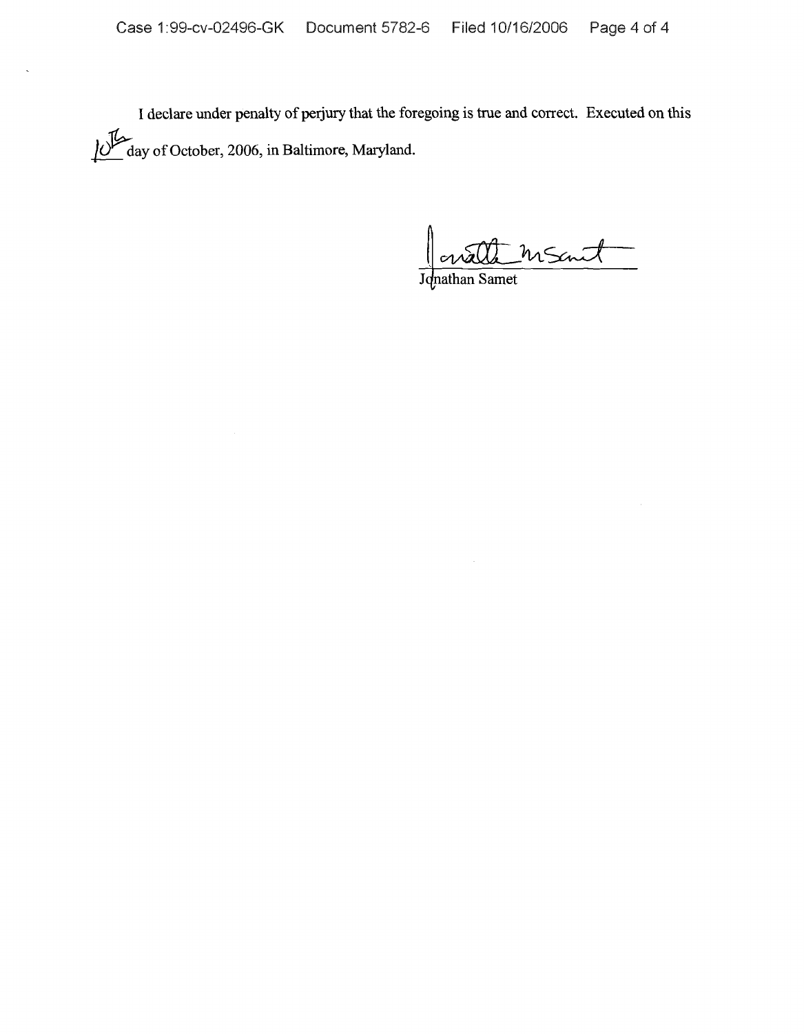I declare under penalty of perjury that the foregoing is true and correct. Executed on this 10th day of October, 2006, in Baltimore, Maryland.

Jonathan M Samet

Jonathan Samet